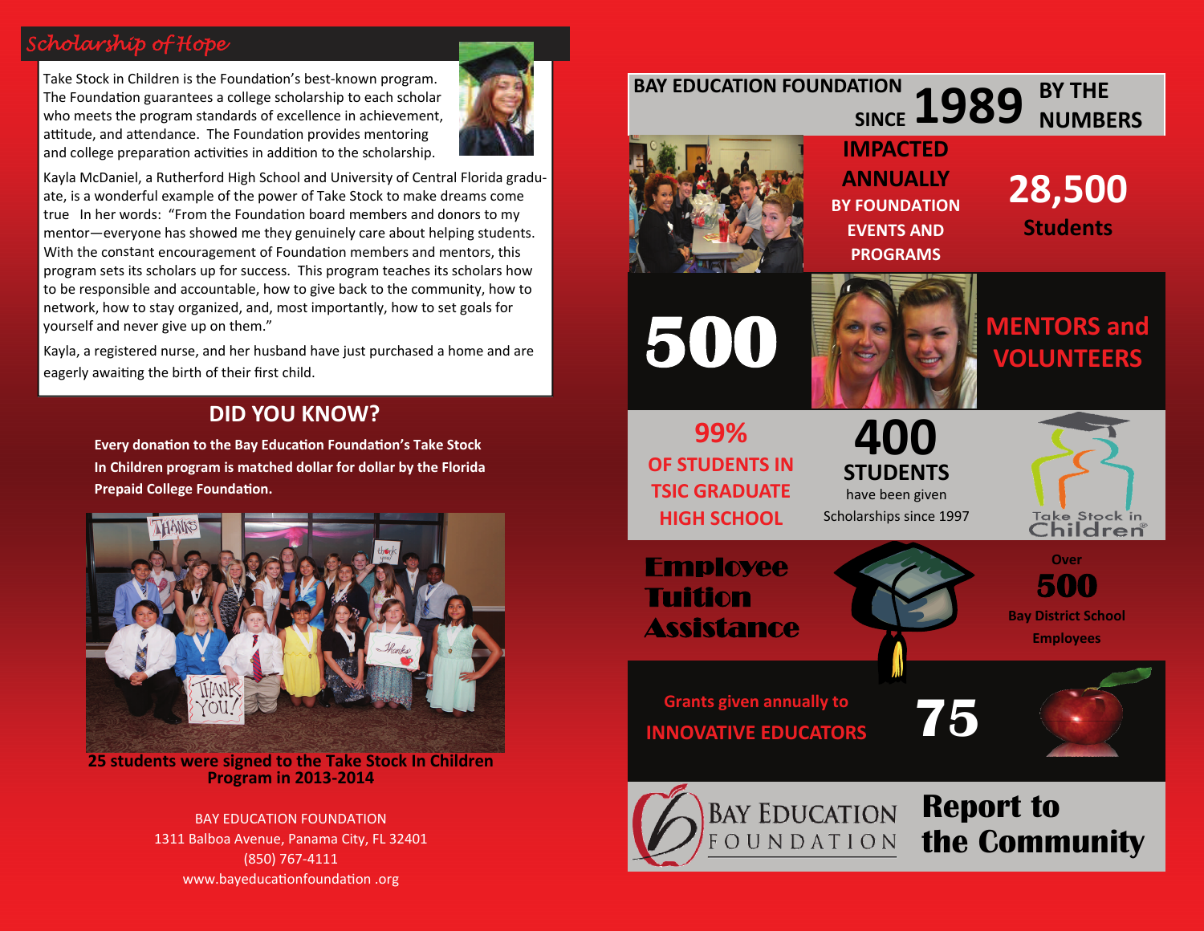## *Scholarship of Hope*

Take Stock in Children is the Foundation's best-known program. The Foundation guarantees a college scholarship to each scholar who meets the program standards of excellence in achievement, attitude, and attendance. The Foundation provides mentoring and college preparation activities in addition to the scholarship.

Kayla McDaniel, a Rutherford High School and University of Central Florida graduate, is a wonderful example of the power of Take Stock to make dreams come true In her words: "From the Foundation board members and donors to my mentor—everyone has showed me they genuinely care about helping students. With the constant encouragement of Foundation members and mentors, this program sets its scholars up for success. This program teaches its scholars how to be responsible and accountable, how to give back to the community, how to network, how to stay organized, and, most importantly, how to set goals for yourself and never give up on them."

Kayla, a registered nurse, and her husband have just purchased a home and are eagerly awaiting the birth of their first child.

## DID YOU KNOW?

**Every donation to the Bay Education Foundation's Take Stock In Children program is matched dollar for dollar by the Florida Prepaid College Foundation.**

**25 students were signed to the Take Stock In Children Program in 2013-2014**

BAY EDUCATION FOUNDATION
1311 Balboa Avenue, Panama City, FL 32401
(850) 767-4111
www.bayeducationfoundation .org

## BAY EDUCATION FOUNDATION SINCE 1989 BY THE NUMBERS

**IMPACTED ANNUALLY BY FOUNDATION EVENTS AND PROGRAMS**

**28,500 Students**

**500 MENTORS and VOLUNTEERS**

**99% OF STUDENTS IN TSIC GRADUATE HIGH SCHOOL**

**400 STUDENTS** have been given Scholarships since 1997

Take Stock in Children

**Employee Tuition Assistance**

Over **500** Bay District School Employees

Grants given annually to INNOVATIVE EDUCATORS **75**

BAY EDUCATION FOUNDATION

# Report to the Community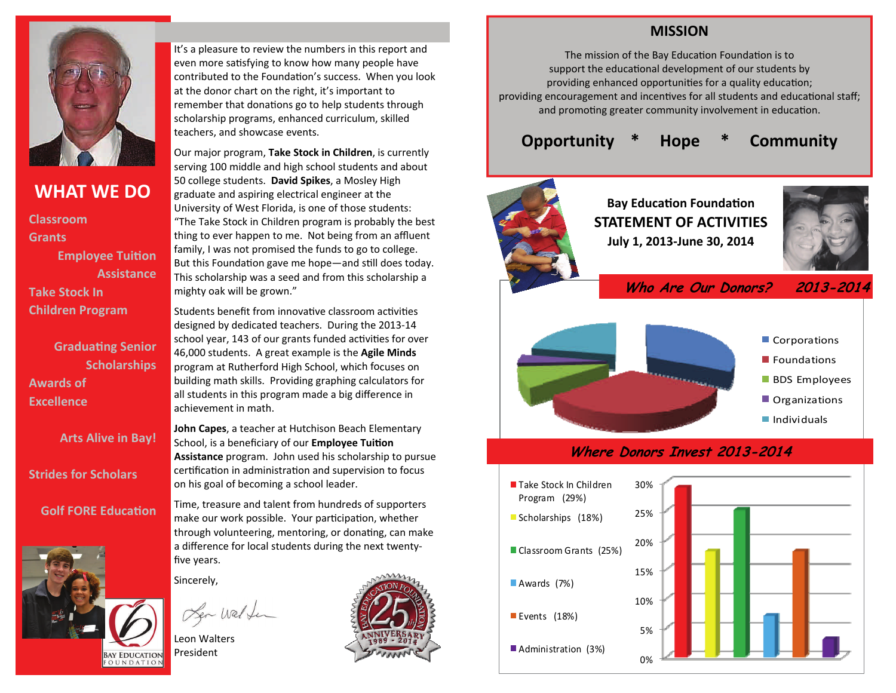## WHAT WE DO

Classroom Grants

Employee Tuition Assistance

Take Stock In Children Program

Graduating Senior Scholarships

Awards of Excellence

Arts Alive in Bay!

Strides for Scholars

Golf FORE Education

BAY EDUCATION FOUNDATION

It's a pleasure to review the numbers in this report and even more satisfying to know how many people have contributed to the Foundation's success. When you look at the donor chart on the right, it's important to remember that donations go to help students through scholarship programs, enhanced curriculum, skilled teachers, and showcase events.

Our major program, **Take Stock in Children**, is currently serving 100 middle and high school students and about 50 college students. **David Spikes**, a Mosley High graduate and aspiring electrical engineer at the University of West Florida, is one of those students: "The Take Stock in Children program is probably the best thing to ever happen to me. Not being from an affluent family, I was not promised the funds to go to college. But this Foundation gave me hope—and still does today. This scholarship was a seed and from this scholarship a mighty oak will be grown."

Students benefit from innovative classroom activities designed by dedicated teachers. During the 2013-14 school year, 143 of our grants funded activities for over 46,000 students. A great example is the **Agile Minds** program at Rutherford High School, which focuses on building math skills. Providing graphing calculators for all students in this program made a big difference in achievement in math.

**John Capes**, a teacher at Hutchison Beach Elementary School, is a beneficiary of our **Employee Tuition Assistance** program. John used his scholarship to pursue certification in administration and supervision to focus on his goal of becoming a school leader.

Time, treasure and talent from hundreds of supporters make our work possible. Your participation, whether through volunteering, mentoring, or donating, can make a difference for local students during the next twenty-five years.

Sincerely,

Leon Walters
President

BAY EDUCATION FOUNDATION 25th ANNIVERSARY 1989 - 2014

## MISSION

The mission of the Bay Education Foundation is to support the educational development of our students by providing enhanced opportunities for a quality education; providing encouragement and incentives for all students and educational staff; and promoting greater community involvement in education.

**Opportunity * Hope * Community**

**Bay Education Foundation**
**STATEMENT OF ACTIVITIES**
**July 1, 2013-June 30, 2014**

### *Who Are Our Donors? 2013-2014*

Corporations
Foundations
BDS Employees
Organizations
Individuals

### *Where Donors Invest 2013-2014*

Take Stock In Children Program (29%)
Scholarships (18%)
Classroom Grants (25%)
Awards (7%)
Events (18%)
Administration (3%)

30%
25%
20%
15%
10%
5%
0%